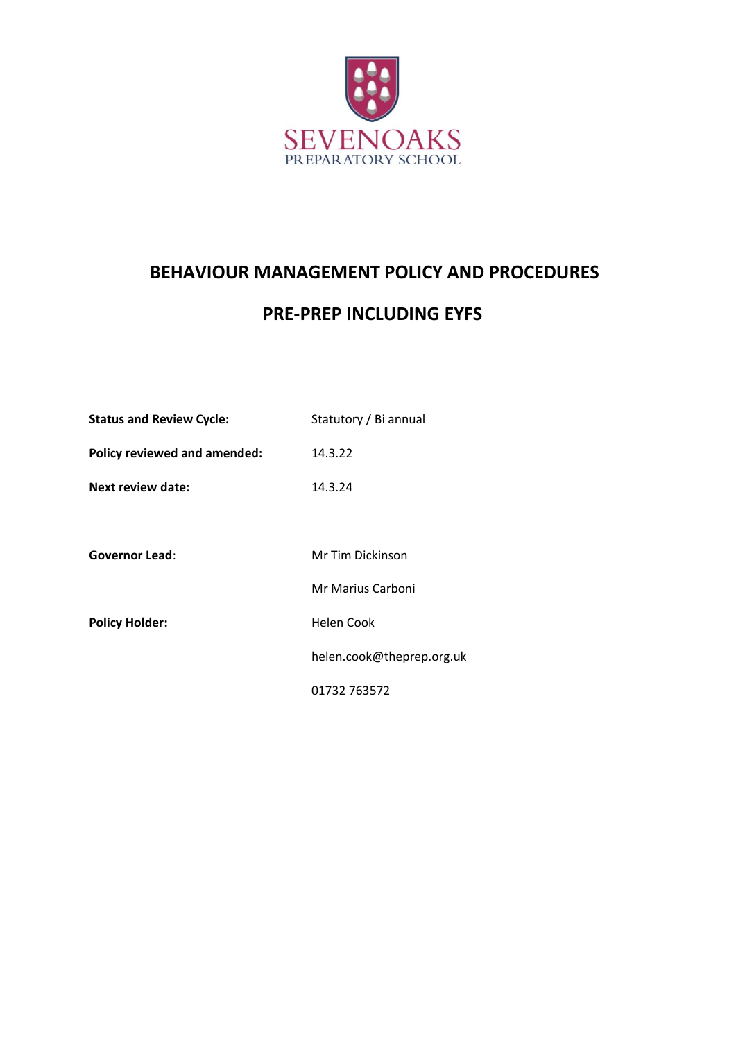SEVENOAKS
PREPARATORY SCHOOL

# BEHAVIOUR MANAGEMENT POLICY AND PROCEDURES

## PRE-PREP INCLUDING EYFS

| | |
|---|---|
| **Status and Review Cycle:** | Statutory / Bi annual |
| **Policy reviewed and amended:** | 14.3.22 |
| **Next review date:** | 14.3.24 |
| | |
| **Governor Lead**: | Mr Tim Dickinson |
| | Mr Marius Carboni |
| **Policy Holder:** | Helen Cook |
| | helen.cook@theprep.org.uk |
| | 01732 763572 |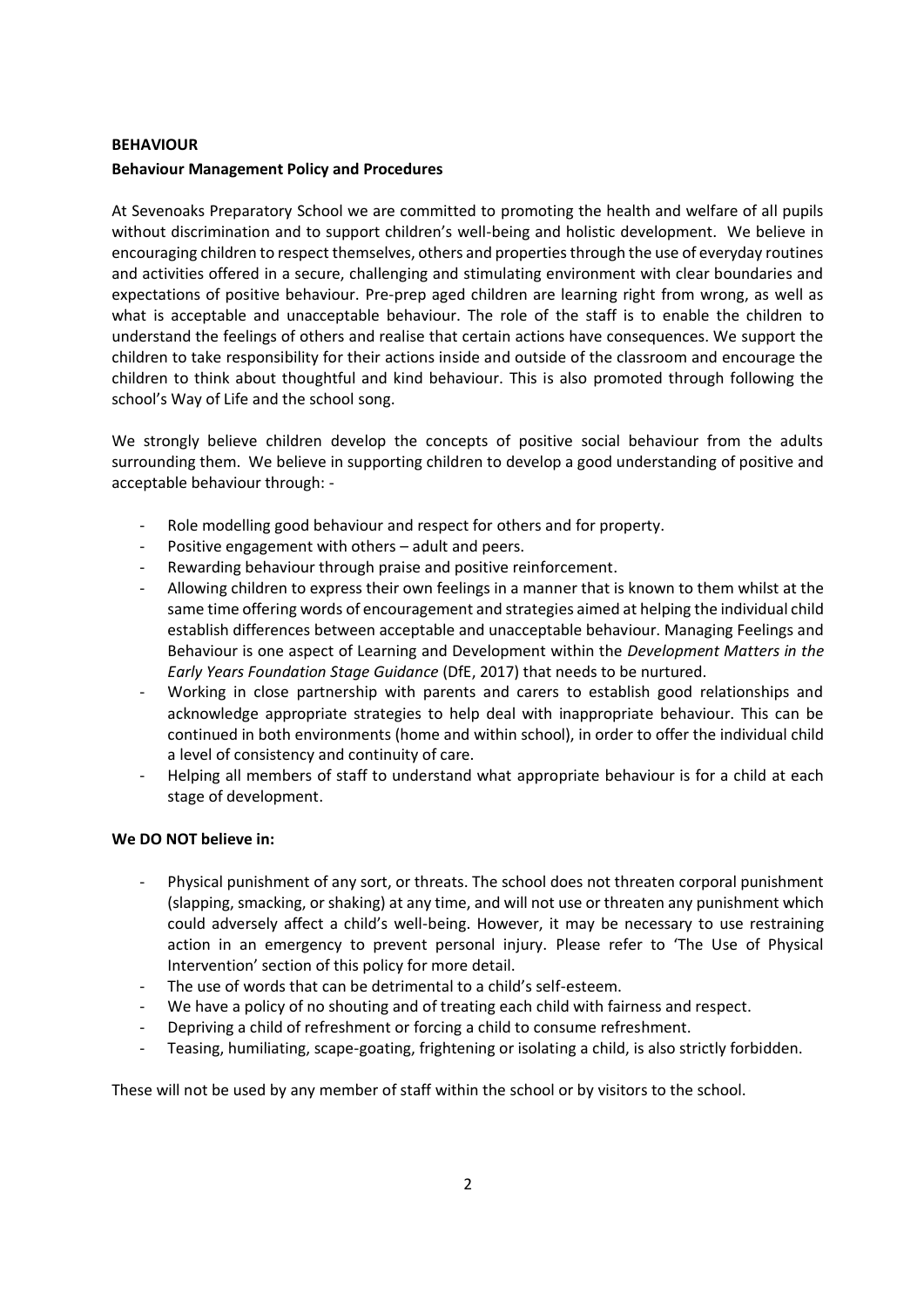**BEHAVIOUR**

**Behaviour Management Policy and Procedures**

At Sevenoaks Preparatory School we are committed to promoting the health and welfare of all pupils without discrimination and to support children's well-being and holistic development. We believe in encouraging children to respect themselves, others and properties through the use of everyday routines and activities offered in a secure, challenging and stimulating environment with clear boundaries and expectations of positive behaviour. Pre-prep aged children are learning right from wrong, as well as what is acceptable and unacceptable behaviour. The role of the staff is to enable the children to understand the feelings of others and realise that certain actions have consequences. We support the children to take responsibility for their actions inside and outside of the classroom and encourage the children to think about thoughtful and kind behaviour. This is also promoted through following the school's Way of Life and the school song.

We strongly believe children develop the concepts of positive social behaviour from the adults surrounding them. We believe in supporting children to develop a good understanding of positive and acceptable behaviour through: -

- Role modelling good behaviour and respect for others and for property.
- Positive engagement with others – adult and peers.
- Rewarding behaviour through praise and positive reinforcement.
- Allowing children to express their own feelings in a manner that is known to them whilst at the same time offering words of encouragement and strategies aimed at helping the individual child establish differences between acceptable and unacceptable behaviour. Managing Feelings and Behaviour is one aspect of Learning and Development within the *Development Matters in the Early Years Foundation Stage Guidance* (DfE, 2017) that needs to be nurtured.
- Working in close partnership with parents and carers to establish good relationships and acknowledge appropriate strategies to help deal with inappropriate behaviour. This can be continued in both environments (home and within school), in order to offer the individual child a level of consistency and continuity of care.
- Helping all members of staff to understand what appropriate behaviour is for a child at each stage of development.

**We DO NOT believe in:**

- Physical punishment of any sort, or threats. The school does not threaten corporal punishment (slapping, smacking, or shaking) at any time, and will not use or threaten any punishment which could adversely affect a child's well-being. However, it may be necessary to use restraining action in an emergency to prevent personal injury. Please refer to 'The Use of Physical Intervention' section of this policy for more detail.
- The use of words that can be detrimental to a child's self-esteem.
- We have a policy of no shouting and of treating each child with fairness and respect.
- Depriving a child of refreshment or forcing a child to consume refreshment.
- Teasing, humiliating, scape-goating, frightening or isolating a child, is also strictly forbidden.

These will not be used by any member of staff within the school or by visitors to the school.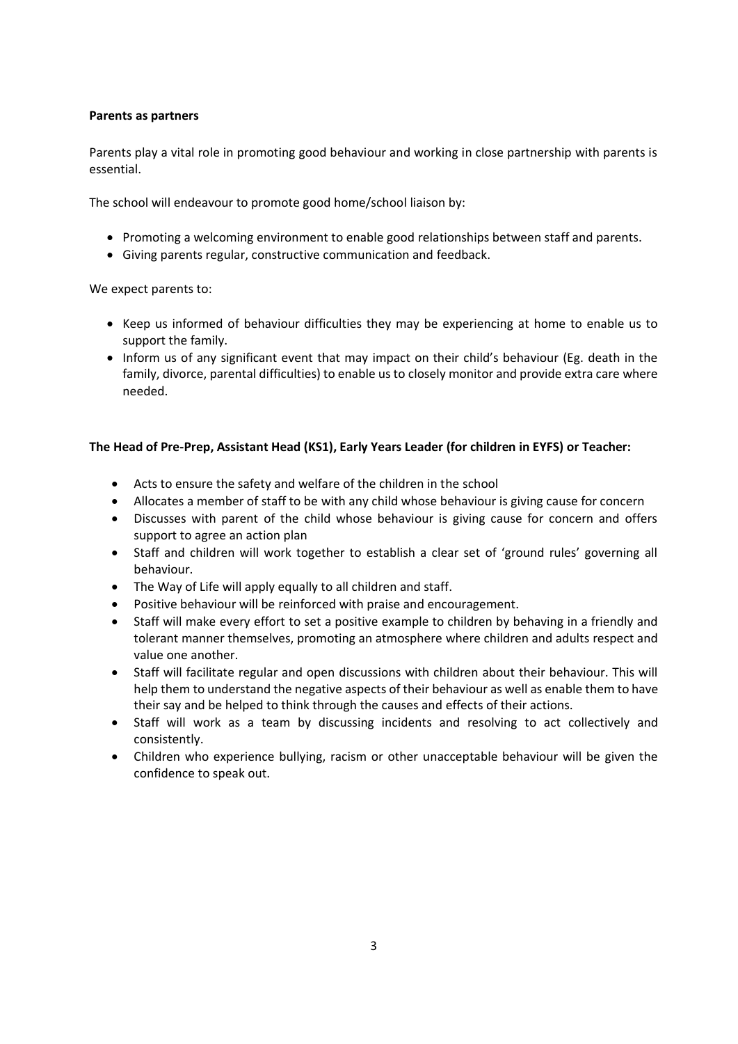**Parents as partners**

Parents play a vital role in promoting good behaviour and working in close partnership with parents is essential.

The school will endeavour to promote good home/school liaison by:

- Promoting a welcoming environment to enable good relationships between staff and parents.
- Giving parents regular, constructive communication and feedback.

We expect parents to:

- Keep us informed of behaviour difficulties they may be experiencing at home to enable us to support the family.
- Inform us of any significant event that may impact on their child's behaviour (Eg. death in the family, divorce, parental difficulties) to enable us to closely monitor and provide extra care where needed.

**The Head of Pre-Prep, Assistant Head (KS1), Early Years Leader (for children in EYFS) or Teacher:**

- Acts to ensure the safety and welfare of the children in the school
- Allocates a member of staff to be with any child whose behaviour is giving cause for concern
- Discusses with parent of the child whose behaviour is giving cause for concern and offers support to agree an action plan
- Staff and children will work together to establish a clear set of 'ground rules' governing all behaviour.
- The Way of Life will apply equally to all children and staff.
- Positive behaviour will be reinforced with praise and encouragement.
- Staff will make every effort to set a positive example to children by behaving in a friendly and tolerant manner themselves, promoting an atmosphere where children and adults respect and value one another.
- Staff will facilitate regular and open discussions with children about their behaviour. This will help them to understand the negative aspects of their behaviour as well as enable them to have their say and be helped to think through the causes and effects of their actions.
- Staff will work as a team by discussing incidents and resolving to act collectively and consistently.
- Children who experience bullying, racism or other unacceptable behaviour will be given the confidence to speak out.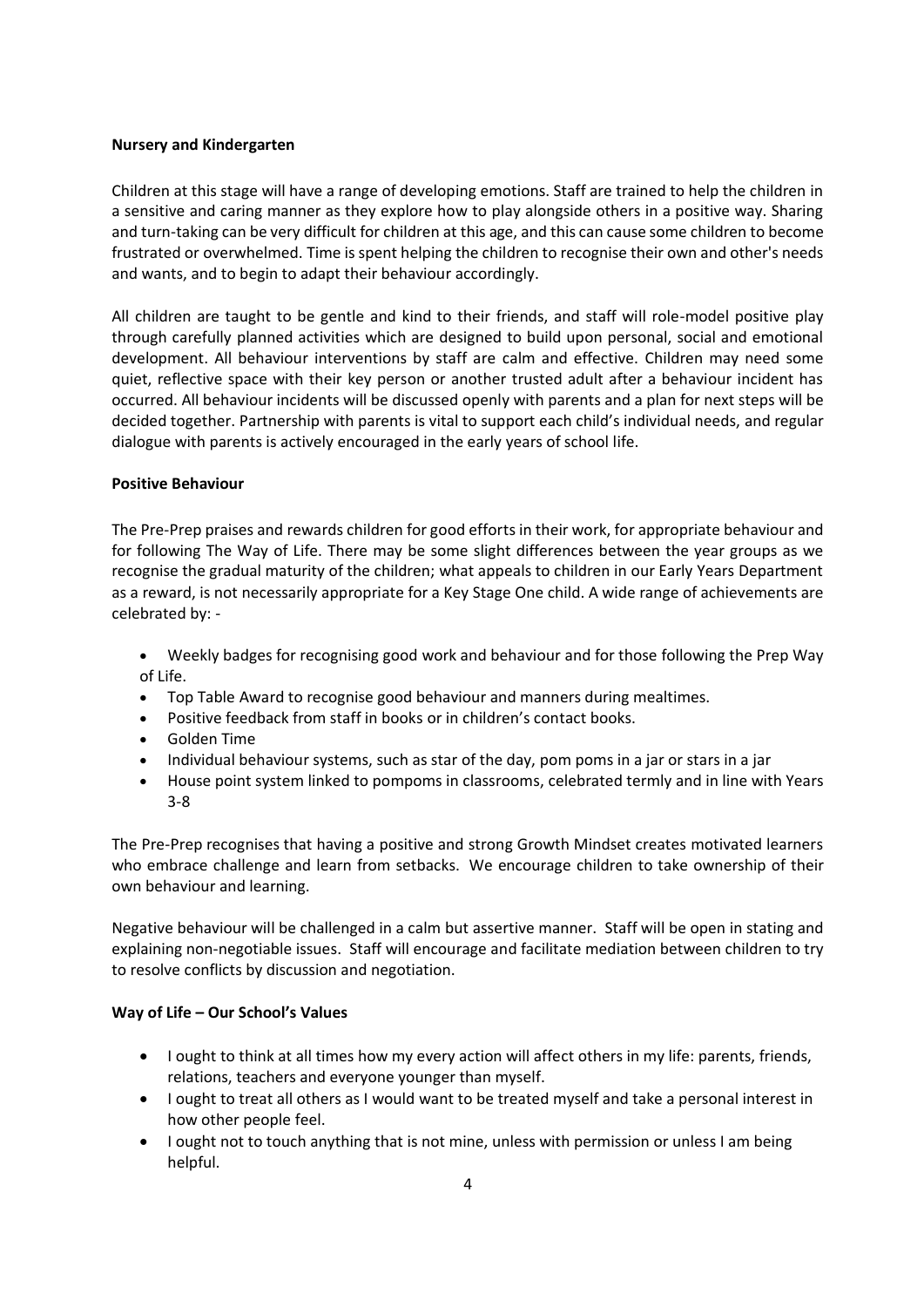**Nursery and Kindergarten**

Children at this stage will have a range of developing emotions. Staff are trained to help the children in a sensitive and caring manner as they explore how to play alongside others in a positive way. Sharing and turn-taking can be very difficult for children at this age, and this can cause some children to become frustrated or overwhelmed. Time is spent helping the children to recognise their own and other's needs and wants, and to begin to adapt their behaviour accordingly.

All children are taught to be gentle and kind to their friends, and staff will role-model positive play through carefully planned activities which are designed to build upon personal, social and emotional development. All behaviour interventions by staff are calm and effective. Children may need some quiet, reflective space with their key person or another trusted adult after a behaviour incident has occurred. All behaviour incidents will be discussed openly with parents and a plan for next steps will be decided together. Partnership with parents is vital to support each child's individual needs, and regular dialogue with parents is actively encouraged in the early years of school life.

**Positive Behaviour**

The Pre-Prep praises and rewards children for good efforts in their work, for appropriate behaviour and for following The Way of Life. There may be some slight differences between the year groups as we recognise the gradual maturity of the children; what appeals to children in our Early Years Department as a reward, is not necessarily appropriate for a Key Stage One child. A wide range of achievements are celebrated by: -

- Weekly badges for recognising good work and behaviour and for those following the Prep Way of Life.
- Top Table Award to recognise good behaviour and manners during mealtimes.
- Positive feedback from staff in books or in children's contact books.
- Golden Time
- Individual behaviour systems, such as star of the day, pom poms in a jar or stars in a jar
- House point system linked to pompoms in classrooms, celebrated termly and in line with Years 3-8

The Pre-Prep recognises that having a positive and strong Growth Mindset creates motivated learners who embrace challenge and learn from setbacks. We encourage children to take ownership of their own behaviour and learning.

Negative behaviour will be challenged in a calm but assertive manner. Staff will be open in stating and explaining non-negotiable issues. Staff will encourage and facilitate mediation between children to try to resolve conflicts by discussion and negotiation.

**Way of Life – Our School's Values**

- I ought to think at all times how my every action will affect others in my life: parents, friends, relations, teachers and everyone younger than myself.
- I ought to treat all others as I would want to be treated myself and take a personal interest in how other people feel.
- I ought not to touch anything that is not mine, unless with permission or unless I am being helpful.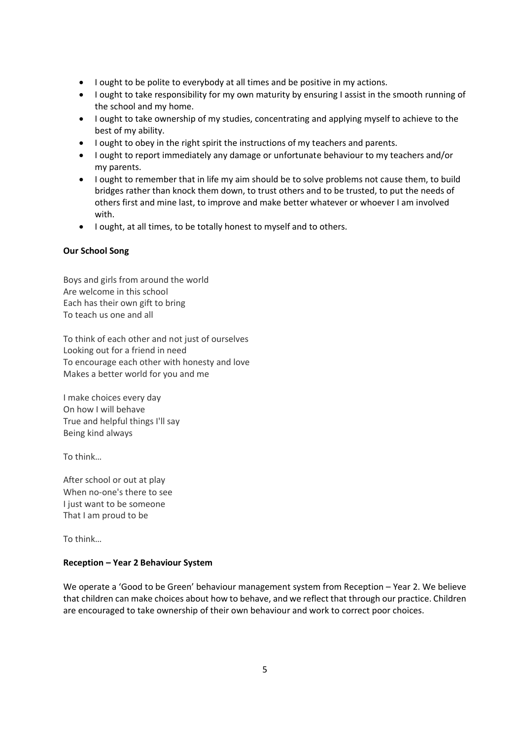- I ought to be polite to everybody at all times and be positive in my actions.
- I ought to take responsibility for my own maturity by ensuring I assist in the smooth running of the school and my home.
- I ought to take ownership of my studies, concentrating and applying myself to achieve to the best of my ability.
- I ought to obey in the right spirit the instructions of my teachers and parents.
- I ought to report immediately any damage or unfortunate behaviour to my teachers and/or my parents.
- I ought to remember that in life my aim should be to solve problems not cause them, to build bridges rather than knock them down, to trust others and to be trusted, to put the needs of others first and mine last, to improve and make better whatever or whoever I am involved with.
- I ought, at all times, to be totally honest to myself and to others.

**Our School Song**

Boys and girls from around the world
Are welcome in this school
Each has their own gift to bring
To teach us one and all

To think of each other and not just of ourselves
Looking out for a friend in need
To encourage each other with honesty and love
Makes a better world for you and me

I make choices every day
On how I will behave
True and helpful things I'll say
Being kind always

To think…

After school or out at play
When no-one's there to see
I just want to be someone
That I am proud to be

To think…

**Reception – Year 2 Behaviour System**

We operate a 'Good to be Green' behaviour management system from Reception – Year 2. We believe that children can make choices about how to behave, and we reflect that through our practice. Children are encouraged to take ownership of their own behaviour and work to correct poor choices.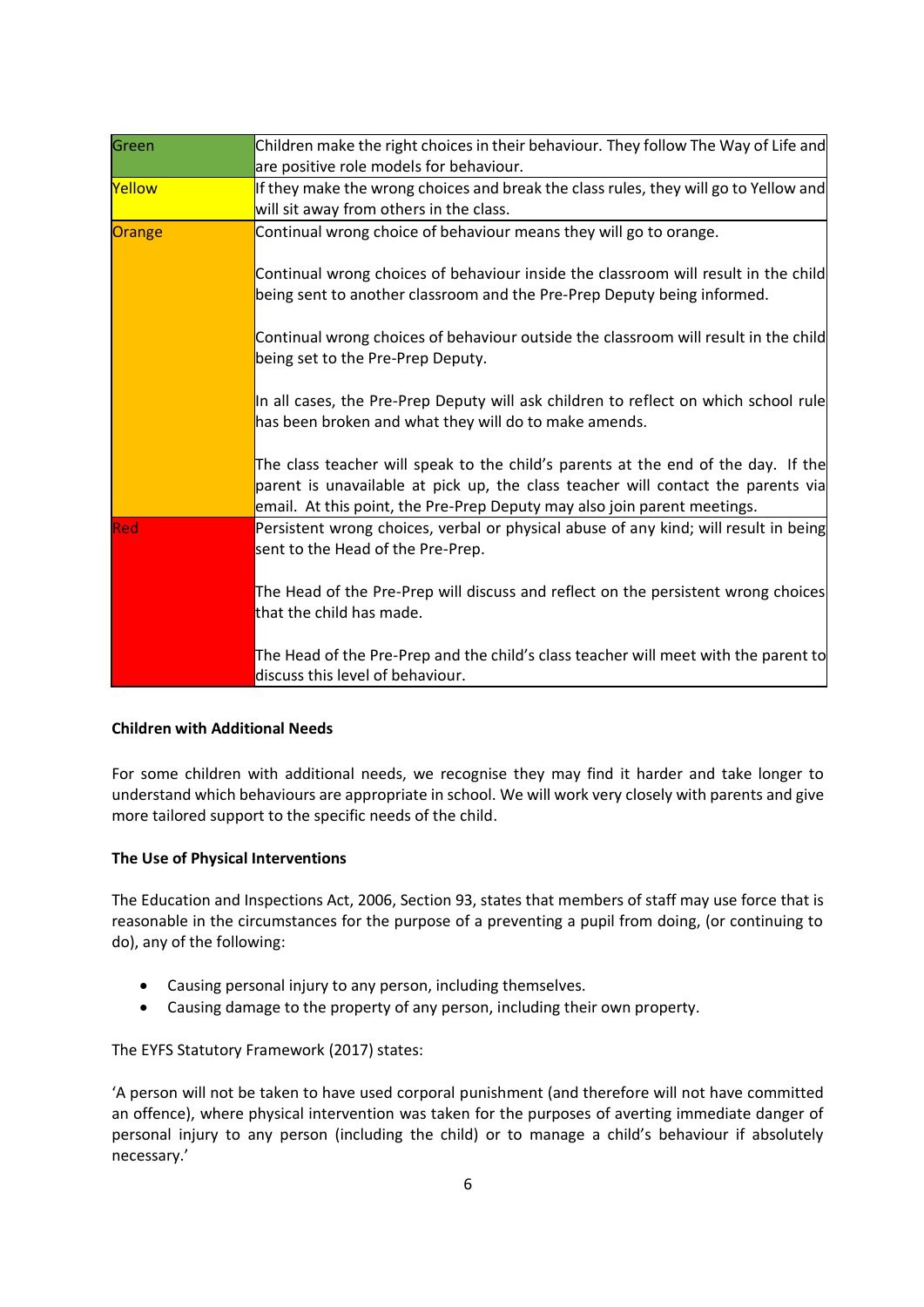| | |
|---|---|
| Green | Children make the right choices in their behaviour. They follow The Way of Life and are positive role models for behaviour. |
| Yellow | If they make the wrong choices and break the class rules, they will go to Yellow and will sit away from others in the class. |
| Orange | Continual wrong choice of behaviour means they will go to orange.<br><br>Continual wrong choices of behaviour inside the classroom will result in the child being sent to another classroom and the Pre-Prep Deputy being informed.<br><br>Continual wrong choices of behaviour outside the classroom will result in the child being set to the Pre-Prep Deputy.<br><br>In all cases, the Pre-Prep Deputy will ask children to reflect on which school rule has been broken and what they will do to make amends.<br><br>The class teacher will speak to the child's parents at the end of the day. If the parent is unavailable at pick up, the class teacher will contact the parents via email. At this point, the Pre-Prep Deputy may also join parent meetings. |
| Red | Persistent wrong choices, verbal or physical abuse of any kind; will result in being sent to the Head of the Pre-Prep.<br><br>The Head of the Pre-Prep will discuss and reflect on the persistent wrong choices that the child has made.<br><br>The Head of the Pre-Prep and the child's class teacher will meet with the parent to discuss this level of behaviour. |

**Children with Additional Needs**

For some children with additional needs, we recognise they may find it harder and take longer to understand which behaviours are appropriate in school. We will work very closely with parents and give more tailored support to the specific needs of the child.

**The Use of Physical Interventions**

The Education and Inspections Act, 2006, Section 93, states that members of staff may use force that is reasonable in the circumstances for the purpose of a preventing a pupil from doing, (or continuing to do), any of the following:

- Causing personal injury to any person, including themselves.
- Causing damage to the property of any person, including their own property.

The EYFS Statutory Framework (2017) states:

'A person will not be taken to have used corporal punishment (and therefore will not have committed an offence), where physical intervention was taken for the purposes of averting immediate danger of personal injury to any person (including the child) or to manage a child's behaviour if absolutely necessary.'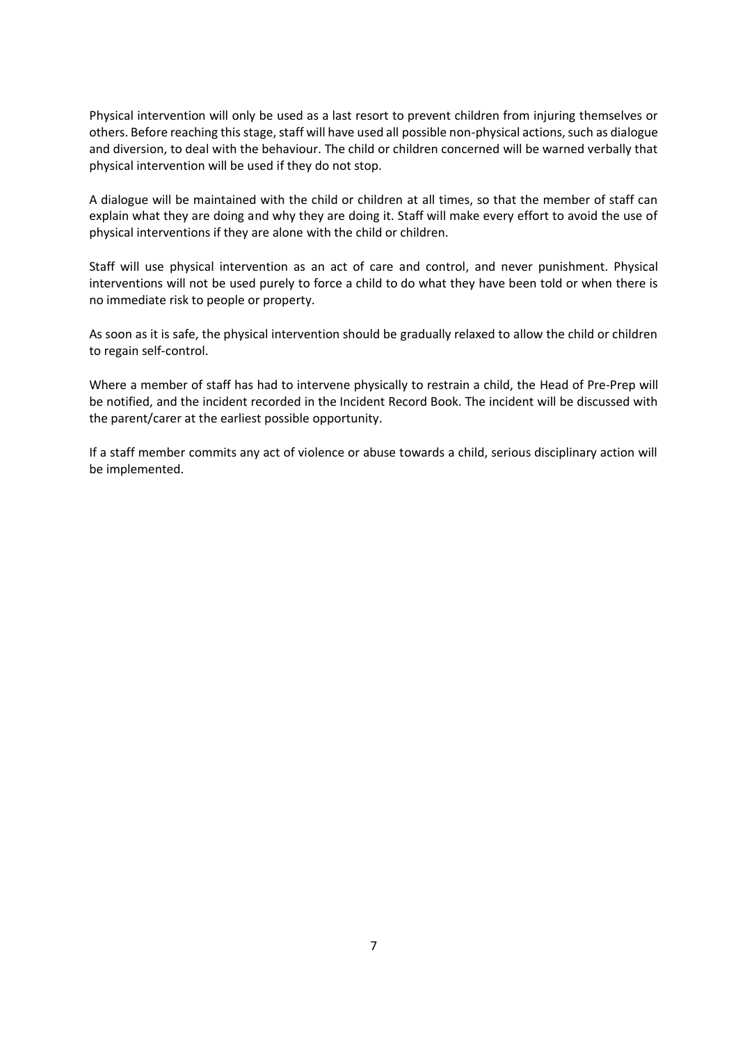Physical intervention will only be used as a last resort to prevent children from injuring themselves or others. Before reaching this stage, staff will have used all possible non-physical actions, such as dialogue and diversion, to deal with the behaviour. The child or children concerned will be warned verbally that physical intervention will be used if they do not stop.

A dialogue will be maintained with the child or children at all times, so that the member of staff can explain what they are doing and why they are doing it. Staff will make every effort to avoid the use of physical interventions if they are alone with the child or children.

Staff will use physical intervention as an act of care and control, and never punishment. Physical interventions will not be used purely to force a child to do what they have been told or when there is no immediate risk to people or property.

As soon as it is safe, the physical intervention should be gradually relaxed to allow the child or children to regain self-control.

Where a member of staff has had to intervene physically to restrain a child, the Head of Pre-Prep will be notified, and the incident recorded in the Incident Record Book. The incident will be discussed with the parent/carer at the earliest possible opportunity.

If a staff member commits any act of violence or abuse towards a child, serious disciplinary action will be implemented.